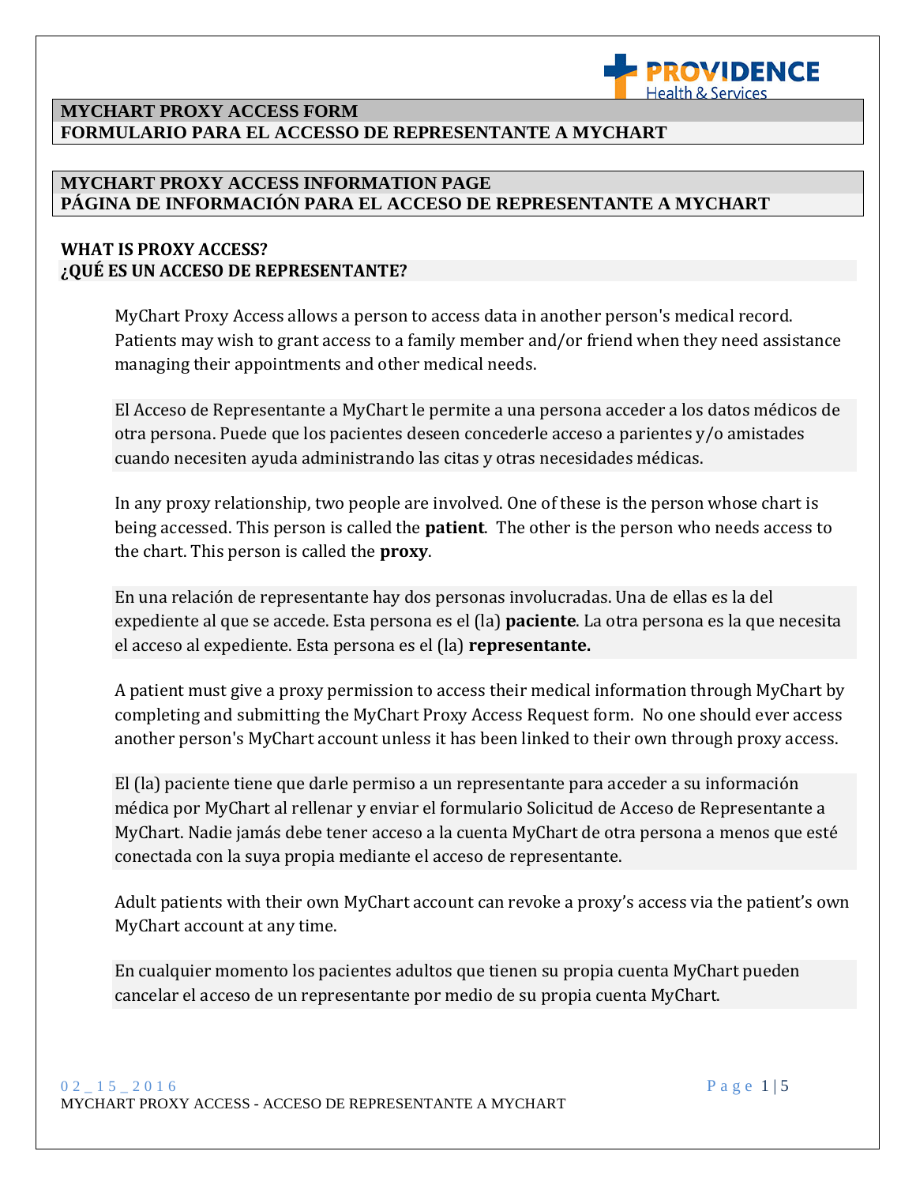# MYCHART PROXY ACCESS FORM
# FORMULARIO PARA EL ACCESO DE REPRESENTANTE A MYCHART

## MYCHART PROXY ACCESS INFORMATION PAGE
## PÁGINA DE INFORMACIÓN PARA EL ACCESO DE REPRESENTANTE A MYCHART

### WHAT IS PROXY ACCESS?
### ¿QUÉ ES UN ACCESO DE REPRESENTANTE?

MyChart Proxy Access allows a person to access data in another person's medical record. Patients may wish to grant access to a family member and/or friend when they need assistance managing their appointments and other medical needs.

El Acceso de Representante a MyChart le permite a una persona acceder a los datos médicos de otra persona. Puede que los pacientes deseen concederle acceso a parientes y/o amistades cuando necesiten ayuda administrando las citas y otras necesidades médicas.

In any proxy relationship, two people are involved. One of these is the person whose chart is being accessed. This person is called the **patient**. The other is the person who needs access to the chart. This person is called the **proxy**.

En una relación de representante hay dos personas involucradas. Una de ellas es la del expediente al que se accede. Esta persona es el (la) **paciente**. La otra persona es la que necesita el acceso al expediente. Esta persona es el (la) **representante.**

A patient must give a proxy permission to access their medical information through MyChart by completing and submitting the MyChart Proxy Access Request form. No one should ever access another person's MyChart account unless it has been linked to their own through proxy access.

El (la) paciente tiene que darle permiso a un representante para acceder a su información médica por MyChart al rellenar y enviar el formulario Solicitud de Acceso de Representante a MyChart. Nadie jamás debe tener acceso a la cuenta MyChart de otra persona a menos que esté conectada con la suya propia mediante el acceso de representante.

Adult patients with their own MyChart account can revoke a proxy's access via the patient's own MyChart account at any time.

En cualquier momento los pacientes adultos que tienen su propia cuenta MyChart pueden cancelar el acceso de un representante por medio de su propia cuenta MyChart.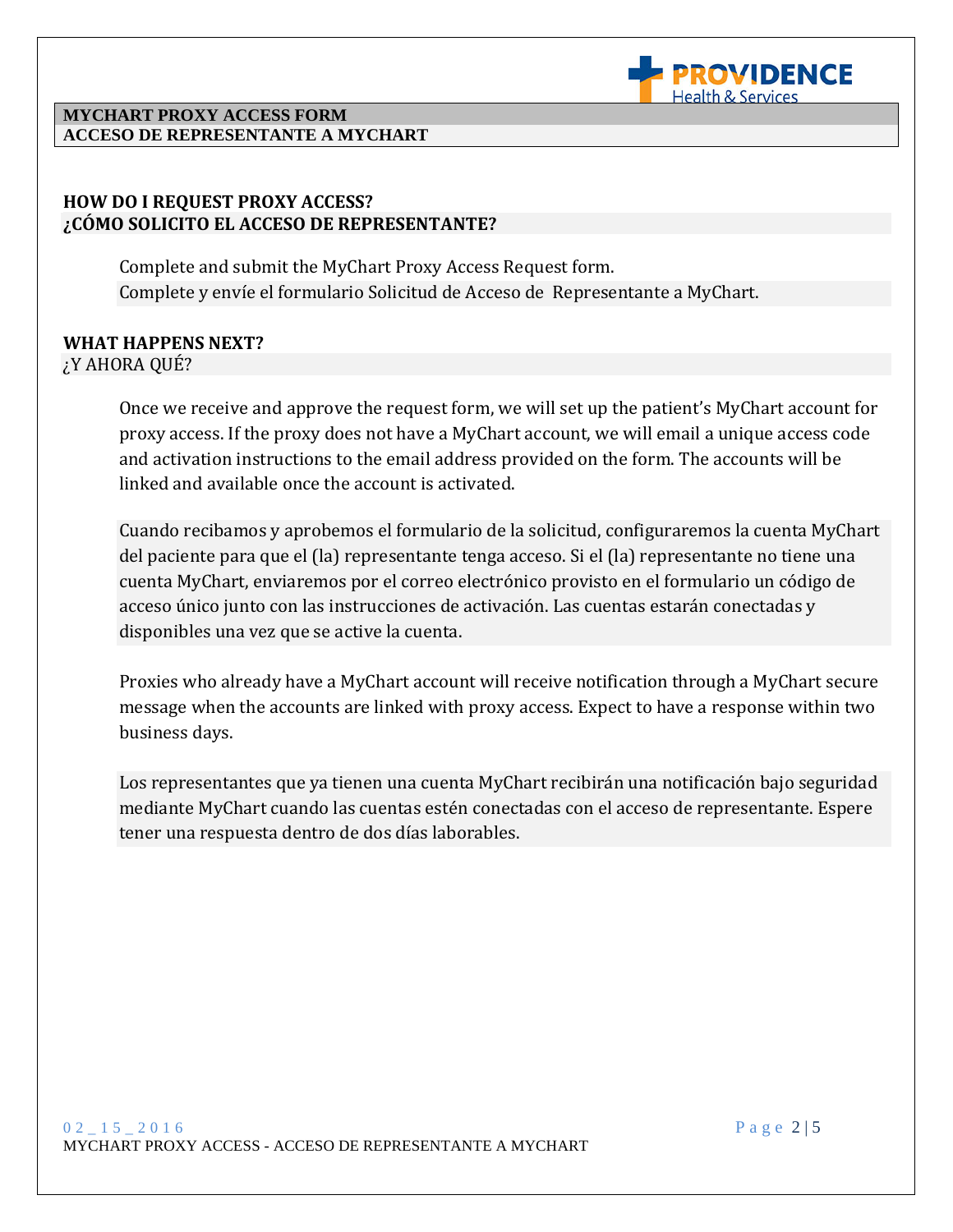**MYCHART PROXY ACCESS FORM**
**ACCESO DE REPRESENTANTE A MYCHART**

## HOW DO I REQUEST PROXY ACCESS?
## ¿CÓMO SOLICITO EL ACCESO DE REPRESENTANTE?

Complete and submit the MyChart Proxy Access Request form.
Complete y envíe el formulario Solicitud de Acceso de Representante a MyChart.

## WHAT HAPPENS NEXT?
¿Y AHORA QUÉ?

Once we receive and approve the request form, we will set up the patient's MyChart account for proxy access. If the proxy does not have a MyChart account, we will email a unique access code and activation instructions to the email address provided on the form. The accounts will be linked and available once the account is activated.

Cuando recibamos y aprobemos el formulario de la solicitud, configuraremos la cuenta MyChart del paciente para que el (la) representante tenga acceso. Si el (la) representante no tiene una cuenta MyChart, enviaremos por el correo electrónico provisto en el formulario un código de acceso único junto con las instrucciones de activación. Las cuentas estarán conectadas y disponibles una vez que se active la cuenta.

Proxies who already have a MyChart account will receive notification through a MyChart secure message when the accounts are linked with proxy access. Expect to have a response within two business days.

Los representantes que ya tienen una cuenta MyChart recibirán una notificación bajo seguridad mediante MyChart cuando las cuentas estén conectadas con el acceso de representante. Espere tener una respuesta dentro de dos días laborables.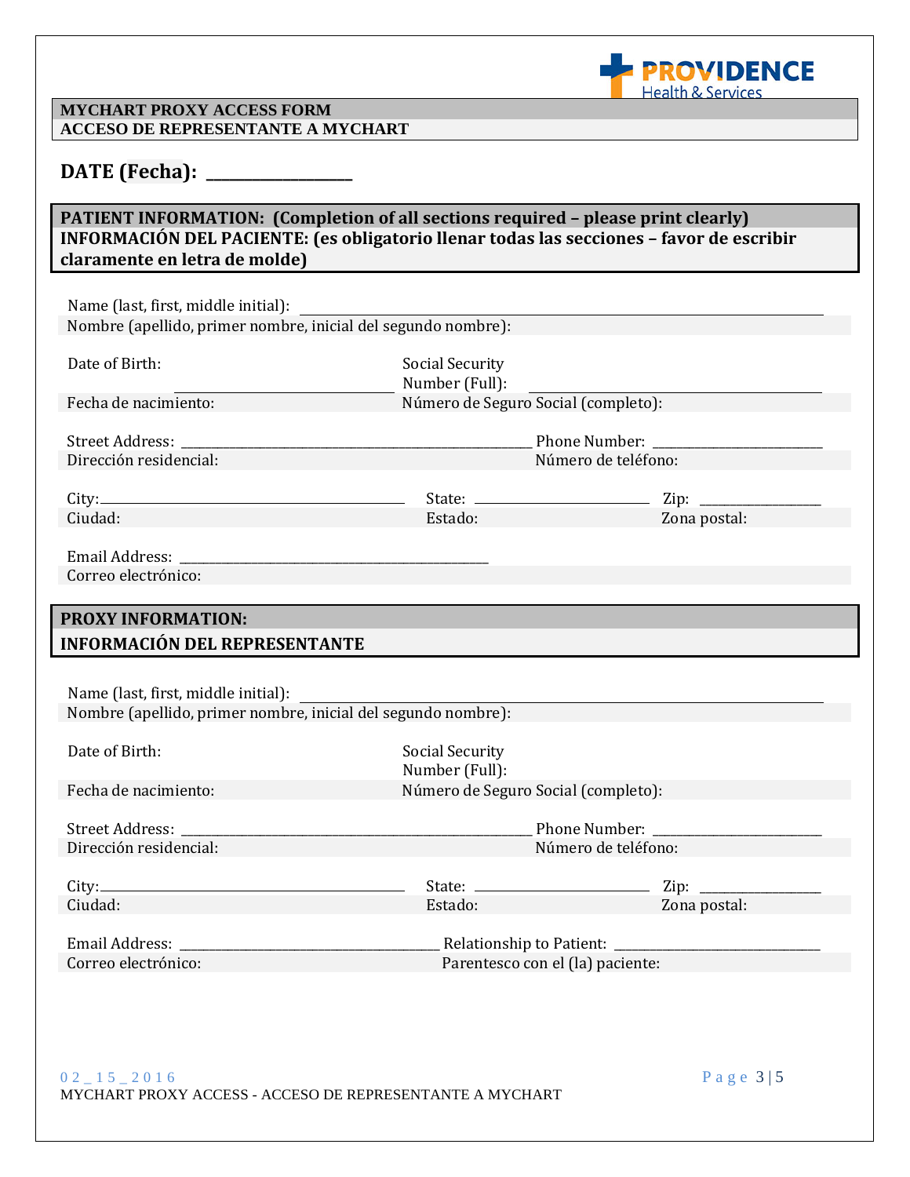**MYCHART PROXY ACCESS FORM**
**ACCESO DE REPRESENTANTE A MYCHART**

## DATE (Fecha): ________________

**PATIENT INFORMATION: (Completion of all sections required – please print clearly)**
**INFORMACIÓN DEL PACIENTE: (es obligatorio llenar todas las secciones – favor de escribir claramente en letra de molde)**

Name (last, first, middle initial): ______________________________________________
Nombre (apellido, primer nombre, inicial del segundo nombre):

Date of Birth: ______________________ Social Security Number (Full): ______________________
Fecha de nacimiento: Número de Seguro Social (completo):

Street Address: ______________________________________ Phone Number: ____________________
Dirección residencial: Número de teléfono:

City: ________________________________ State: ____________________ Zip: ______________
Ciudad: Estado: Zona postal:

Email Address: ______________________________________
Correo electrónico:

**PROXY INFORMATION:**
**INFORMACIÓN DEL REPRESENTANTE**

Name (last, first, middle initial): ______________________________________________
Nombre (apellido, primer nombre, inicial del segundo nombre):

Date of Birth: Social Security Number (Full):
Fecha de nacimiento: Número de Seguro Social (completo):

Street Address: ______________________________________ Phone Number: ____________________
Dirección residencial: Número de teléfono:

City: ________________________________ State: ____________________ Zip: ______________
Ciudad: Estado: Zona postal:

Email Address: ______________________________ Relationship to Patient: ________________________
Correo electrónico: Parentesco con el (la) paciente:

02_15_2016
MYCHART PROXY ACCESS - ACCESO DE REPRESENTANTE A MYCHART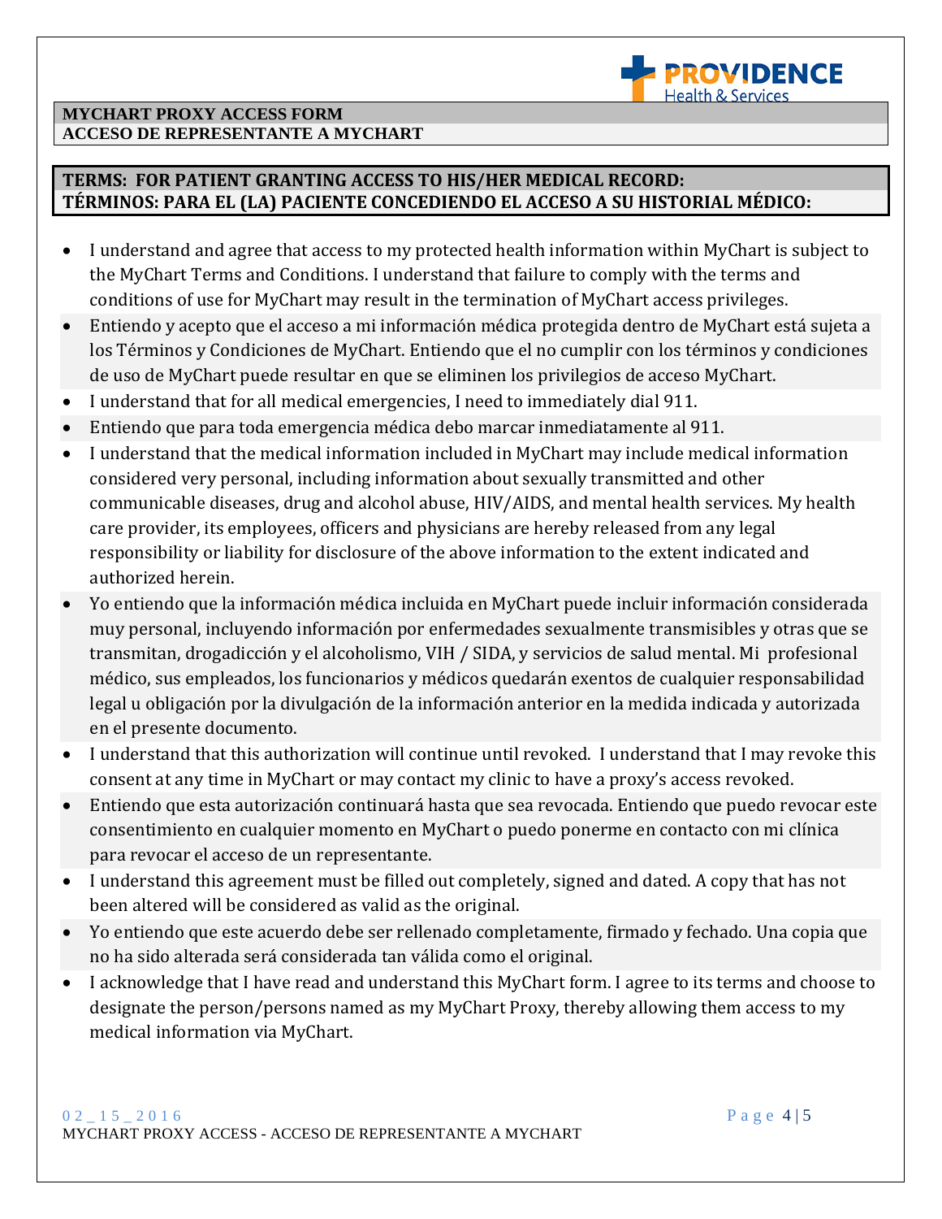## MYCHART PROXY ACCESS FORM
## ACCESO DE REPRESENTANTE A MYCHART

### TERMS: FOR PATIENT GRANTING ACCESS TO HIS/HER MEDICAL RECORD:
### TÉRMINOS: PARA EL (LA) PACIENTE CONCEDIENDO EL ACCESO A SU HISTORIAL MÉDICO:

- I understand and agree that access to my protected health information within MyChart is subject to the MyChart Terms and Conditions. I understand that failure to comply with the terms and conditions of use for MyChart may result in the termination of MyChart access privileges.
- Entiendo y acepto que el acceso a mi información médica protegida dentro de MyChart está sujeta a los Términos y Condiciones de MyChart. Entiendo que el no cumplir con los términos y condiciones de uso de MyChart puede resultar en que se eliminen los privilegios de acceso MyChart.
- I understand that for all medical emergencies, I need to immediately dial 911.
- Entiendo que para toda emergencia médica debo marcar inmediatamente al 911.
- I understand that the medical information included in MyChart may include medical information considered very personal, including information about sexually transmitted and other communicable diseases, drug and alcohol abuse, HIV/AIDS, and mental health services. My health care provider, its employees, officers and physicians are hereby released from any legal responsibility or liability for disclosure of the above information to the extent indicated and authorized herein.
- Yo entiendo que la información médica incluida en MyChart puede incluir información considerada muy personal, incluyendo información por enfermedades sexualmente transmisibles y otras que se transmitan, drogadicción y el alcoholismo, VIH / SIDA, y servicios de salud mental. Mi profesional médico, sus empleados, los funcionarios y médicos quedarán exentos de cualquier responsabilidad legal u obligación por la divulgación de la información anterior en la medida indicada y autorizada en el presente documento.
- I understand that this authorization will continue until revoked. I understand that I may revoke this consent at any time in MyChart or may contact my clinic to have a proxy's access revoked.
- Entiendo que esta autorización continuará hasta que sea revocada. Entiendo que puedo revocar este consentimiento en cualquier momento en MyChart o puedo ponerme en contacto con mi clínica para revocar el acceso de un representante.
- I understand this agreement must be filled out completely, signed and dated. A copy that has not been altered will be considered as valid as the original.
- Yo entiendo que este acuerdo debe ser rellenado completamente, firmado y fechado. Una copia que no ha sido alterada será considerada tan válida como el original.
- I acknowledge that I have read and understand this MyChart form. I agree to its terms and choose to designate the person/persons named as my MyChart Proxy, thereby allowing them access to my medical information via MyChart.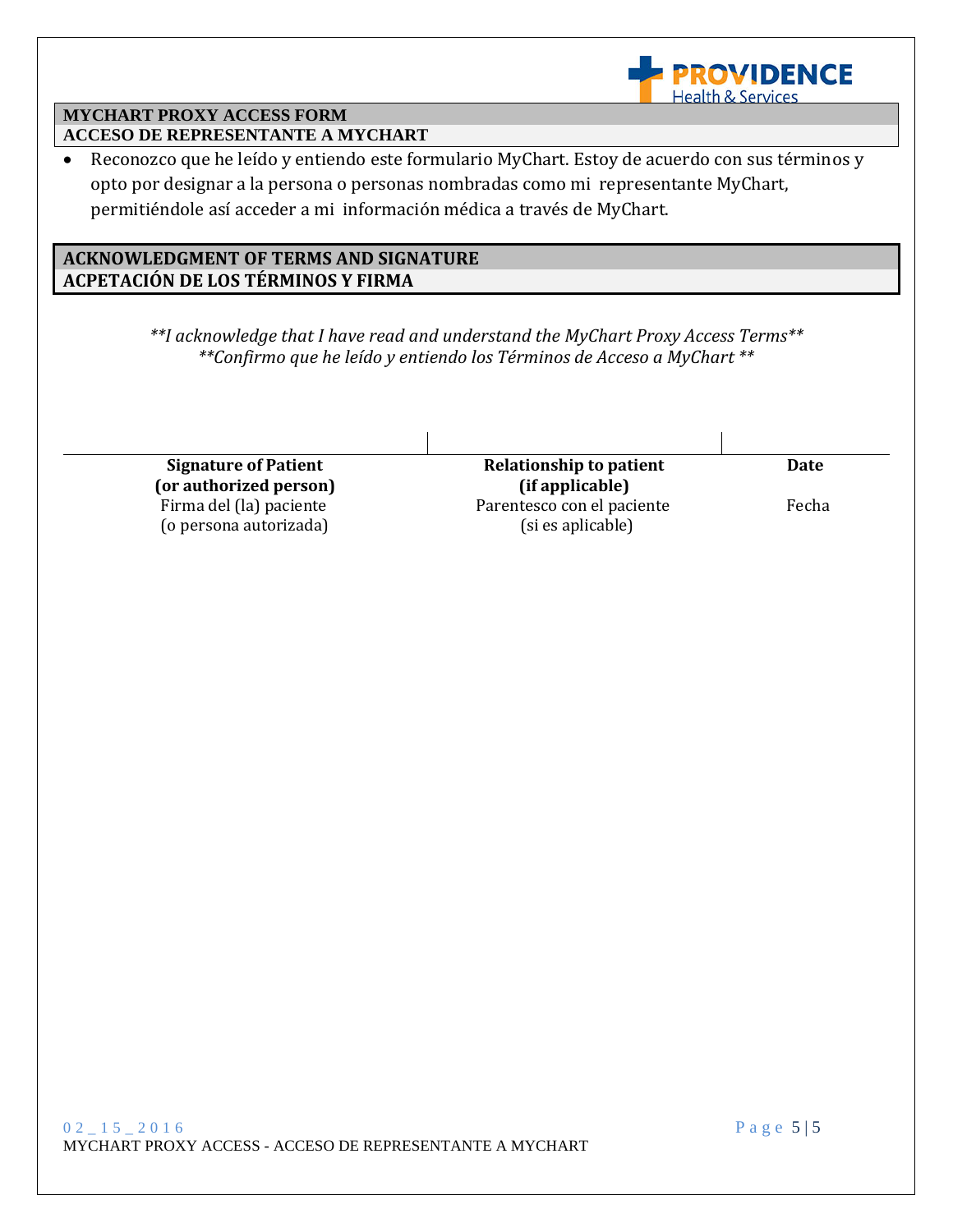## MYCHART PROXY ACCESS FORM
## ACCESO DE REPRESENTANTE A MYCHART

- Reconozco que he leído y entiendo este formulario MyChart. Estoy de acuerdo con sus términos y opto por designar a la persona o personas nombradas como mi representante MyChart, permitiéndole así acceder a mi información médica a través de MyChart.

## ACKNOWLEDGMENT OF TERMS AND SIGNATURE
## ACPETACIÓN DE LOS TÉRMINOS Y FIRMA

*\*\*I acknowledge that I have read and understand the MyChart Proxy Access Terms\*\**
*\*\*Confirmo que he leído y entiendo los Términos de Acceso a MyChart \*\**

| | | |
|---|---|---|
| | | |
| **Signature of Patient (or authorized person)** Firma del (la) paciente (o persona autorizada) | **Relationship to patient (if applicable)** Parentesco con el paciente (si es aplicable) | **Date** Fecha |

02_15_2016
MYCHART PROXY ACCESS - ACCESO DE REPRESENTANTE A MYCHART